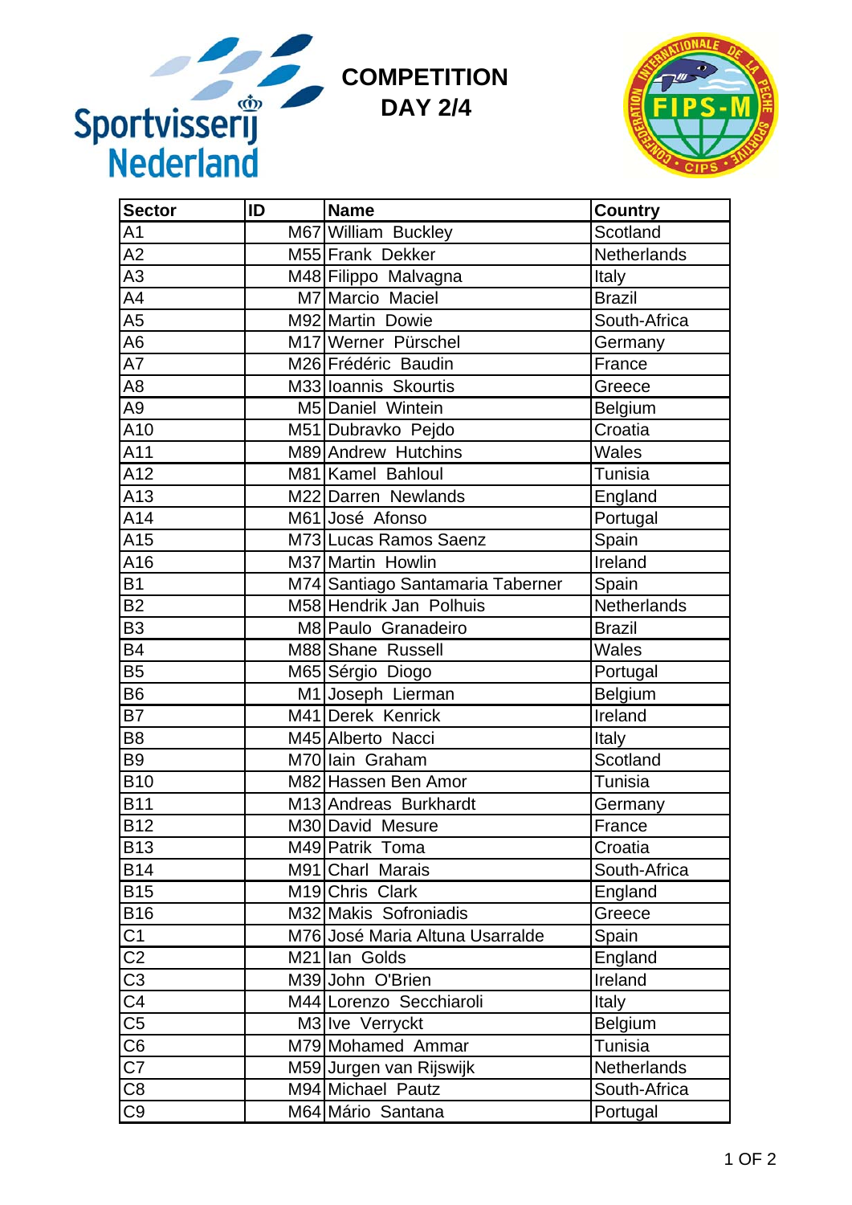# COMPETITION DAY 2/4

| Sector | ID | Name | Country |
|---|---|---|---|
| A1 | M67 | William Buckley | Scotland |
| A2 | M55 | Frank Dekker | Netherlands |
| A3 | M48 | Filippo Malvagna | Italy |
| A4 | M7 | Marcio Maciel | Brazil |
| A5 | M92 | Martin Dowie | South-Africa |
| A6 | M17 | Werner Pürschel | Germany |
| A7 | M26 | Frédéric Baudin | France |
| A8 | M33 | Ioannis Skourtis | Greece |
| A9 | M5 | Daniel Wintein | Belgium |
| A10 | M51 | Dubravko Pejdo | Croatia |
| A11 | M89 | Andrew Hutchins | Wales |
| A12 | M81 | Kamel Bahloul | Tunisia |
| A13 | M22 | Darren Newlands | England |
| A14 | M61 | José Afonso | Portugal |
| A15 | M73 | Lucas Ramos Saenz | Spain |
| A16 | M37 | Martin Howlin | Ireland |
| B1 | M74 | Santiago Santamaria Taberner | Spain |
| B2 | M58 | Hendrik Jan Polhuis | Netherlands |
| B3 | M8 | Paulo Granadeiro | Brazil |
| B4 | M88 | Shane Russell | Wales |
| B5 | M65 | Sérgio Diogo | Portugal |
| B6 | M1 | Joseph Lierman | Belgium |
| B7 | M41 | Derek Kenrick | Ireland |
| B8 | M45 | Alberto Nacci | Italy |
| B9 | M70 | Iain Graham | Scotland |
| B10 | M82 | Hassen Ben Amor | Tunisia |
| B11 | M13 | Andreas Burkhardt | Germany |
| B12 | M30 | David Mesure | France |
| B13 | M49 | Patrik Toma | Croatia |
| B14 | M91 | Charl Marais | South-Africa |
| B15 | M19 | Chris Clark | England |
| B16 | M32 | Makis Sofroniadis | Greece |
| C1 | M76 | José Maria Altuna Usarralde | Spain |
| C2 | M21 | Ian Golds | England |
| C3 | M39 | John O'Brien | Ireland |
| C4 | M44 | Lorenzo Secchiaroli | Italy |
| C5 | M3 | Ive Verryckt | Belgium |
| C6 | M79 | Mohamed Ammar | Tunisia |
| C7 | M59 | Jurgen van Rijswijk | Netherlands |
| C8 | M94 | Michael Pautz | South-Africa |
| C9 | M64 | Mário Santana | Portugal |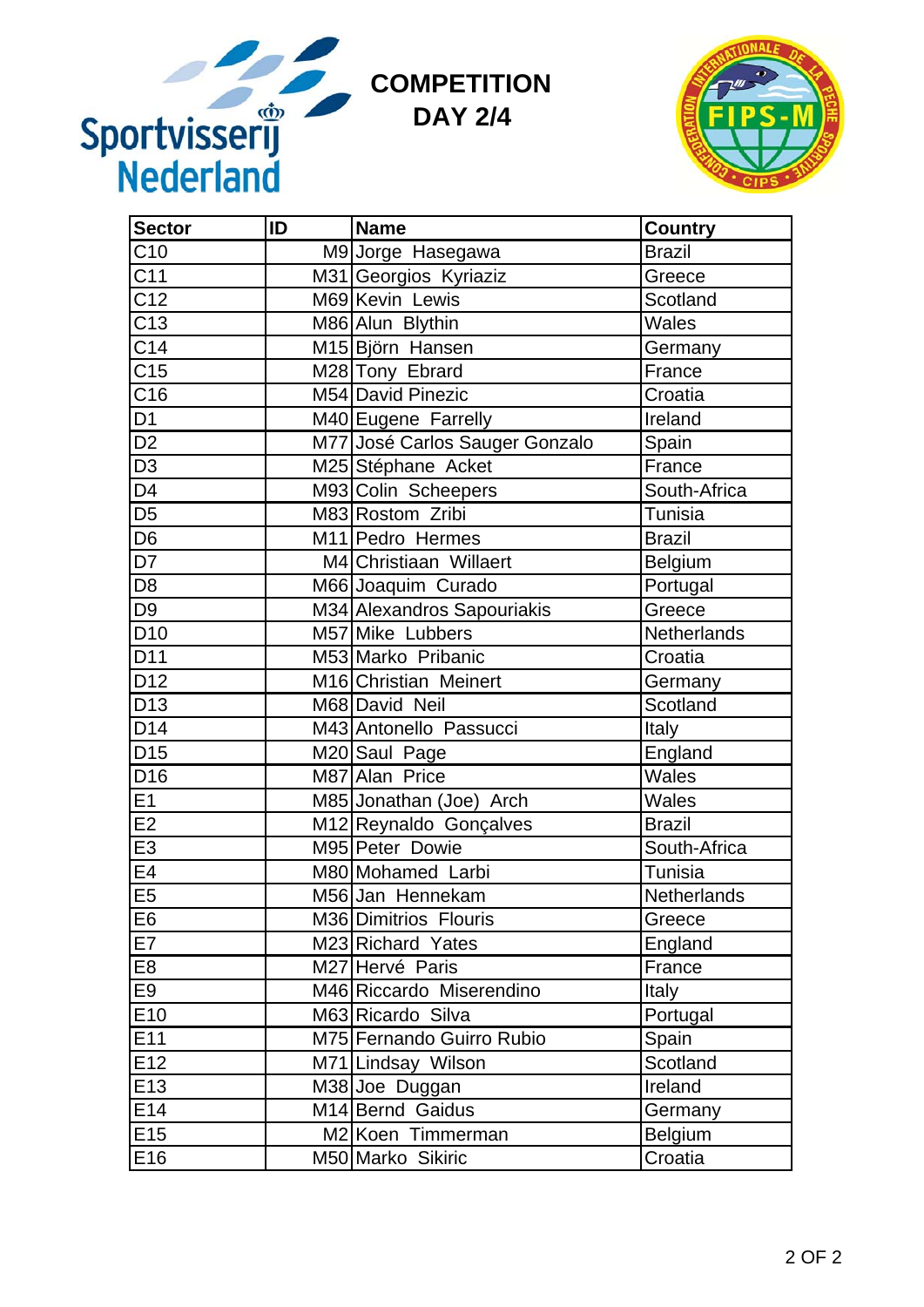# COMPETITION DAY 2/4

| Sector | ID | Name | Country |
|---|---|---|---|
| C10 | M9 | Jorge Hasegawa | Brazil |
| C11 | M31 | Georgios Kyriaziz | Greece |
| C12 | M69 | Kevin Lewis | Scotland |
| C13 | M86 | Alun Blythin | Wales |
| C14 | M15 | Björn Hansen | Germany |
| C15 | M28 | Tony Ebrard | France |
| C16 | M54 | David Pinezic | Croatia |
| D1 | M40 | Eugene Farrelly | Ireland |
| D2 | M77 | José Carlos Sauger Gonzalo | Spain |
| D3 | M25 | Stéphane Acket | France |
| D4 | M93 | Colin Scheepers | South-Africa |
| D5 | M83 | Rostom Zribi | Tunisia |
| D6 | M11 | Pedro Hermes | Brazil |
| D7 | M4 | Christiaan Willaert | Belgium |
| D8 | M66 | Joaquim Curado | Portugal |
| D9 | M34 | Alexandros Sapouriakis | Greece |
| D10 | M57 | Mike Lubbers | Netherlands |
| D11 | M53 | Marko Pribanic | Croatia |
| D12 | M16 | Christian Meinert | Germany |
| D13 | M68 | David Neil | Scotland |
| D14 | M43 | Antonello Passucci | Italy |
| D15 | M20 | Saul Page | England |
| D16 | M87 | Alan Price | Wales |
| E1 | M85 | Jonathan (Joe) Arch | Wales |
| E2 | M12 | Reynaldo Gonçalves | Brazil |
| E3 | M95 | Peter Dowie | South-Africa |
| E4 | M80 | Mohamed Larbi | Tunisia |
| E5 | M56 | Jan Hennekam | Netherlands |
| E6 | M36 | Dimitrios Flouris | Greece |
| E7 | M23 | Richard Yates | England |
| E8 | M27 | Hervé Paris | France |
| E9 | M46 | Riccardo Miserendino | Italy |
| E10 | M63 | Ricardo Silva | Portugal |
| E11 | M75 | Fernando Guirro Rubio | Spain |
| E12 | M71 | Lindsay Wilson | Scotland |
| E13 | M38 | Joe Duggan | Ireland |
| E14 | M14 | Bernd Gaidus | Germany |
| E15 | M2 | Koen Timmerman | Belgium |
| E16 | M50 | Marko Sikiric | Croatia |